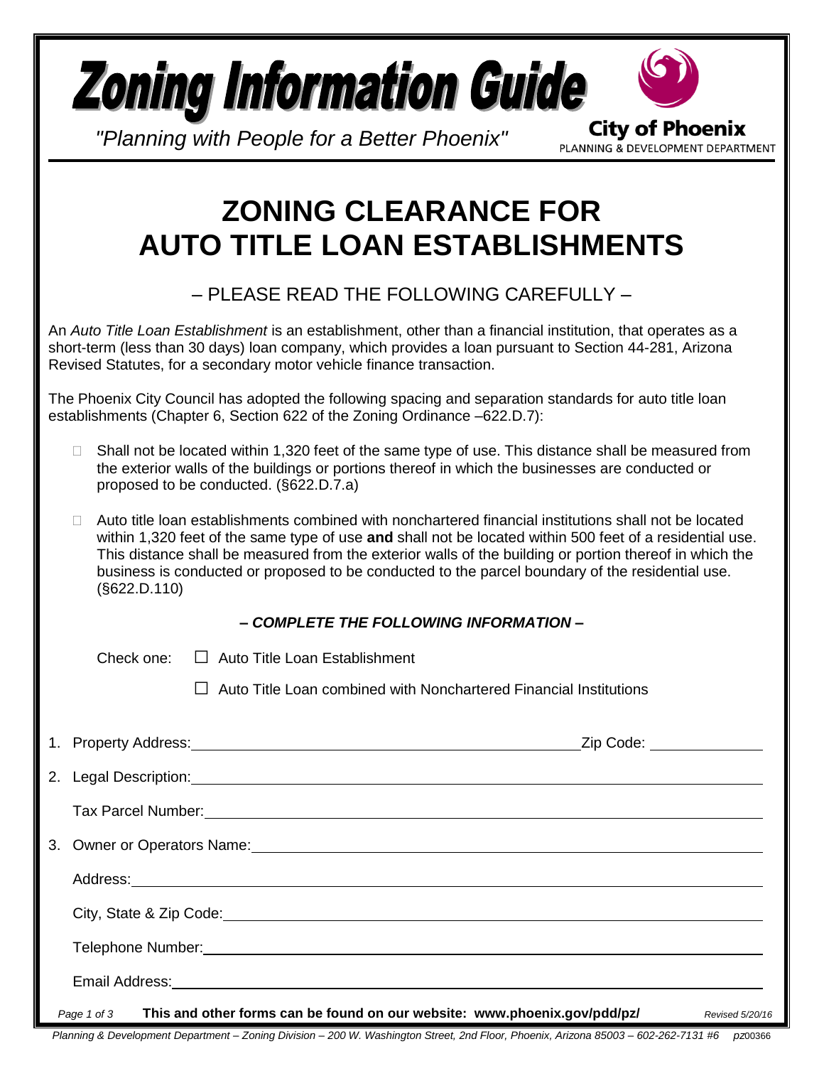# Zoning Information Guide

*"Planning with People for a Better Phoenix"*

**City of Phoenix**
PLANNING & DEVELOPMENT DEPARTMENT

# ZONING CLEARANCE FOR AUTO TITLE LOAN ESTABLISHMENTS

## – PLEASE READ THE FOLLOWING CAREFULLY –

An *Auto Title Loan Establishment* is an establishment, other than a financial institution, that operates as a short-term (less than 30 days) loan company, which provides a loan pursuant to Section 44-281, Arizona Revised Statutes, for a secondary motor vehicle finance transaction.

The Phoenix City Council has adopted the following spacing and separation standards for auto title loan establishments (Chapter 6, Section 622 of the Zoning Ordinance –622.D.7):

- Shall not be located within 1,320 feet of the same type of use. This distance shall be measured from the exterior walls of the buildings or portions thereof in which the businesses are conducted or proposed to be conducted. (§622.D.7.a)
- Auto title loan establishments combined with nonchartered financial institutions shall not be located within 1,320 feet of the same type of use **and** shall not be located within 500 feet of a residential use. This distance shall be measured from the exterior walls of the building or portion thereof in which the business is conducted or proposed to be conducted to the parcel boundary of the residential use. (§622.D.110)

***– COMPLETE THE FOLLOWING INFORMATION –***

Check one: ☐ Auto Title Loan Establishment

☐ Auto Title Loan combined with Nonchartered Financial Institutions

1. Property Address: ______________________ Zip Code: __________
2. Legal Description: ______________________

   Tax Parcel Number: ______________________
3. Owner or Operators Name: ______________________

   Address: ______________________

   City, State & Zip Code: ______________________

   Telephone Number: ______________________

   Email Address: ______________________

**This and other forms can be found on our website: www.phoenix.gov/pdd/pz/** *Revised 5/20/16*

*Planning & Development Department – Zoning Division – 200 W. Washington Street, 2nd Floor, Phoenix, Arizona 85003 – 602-262-7131 #6 pz00366*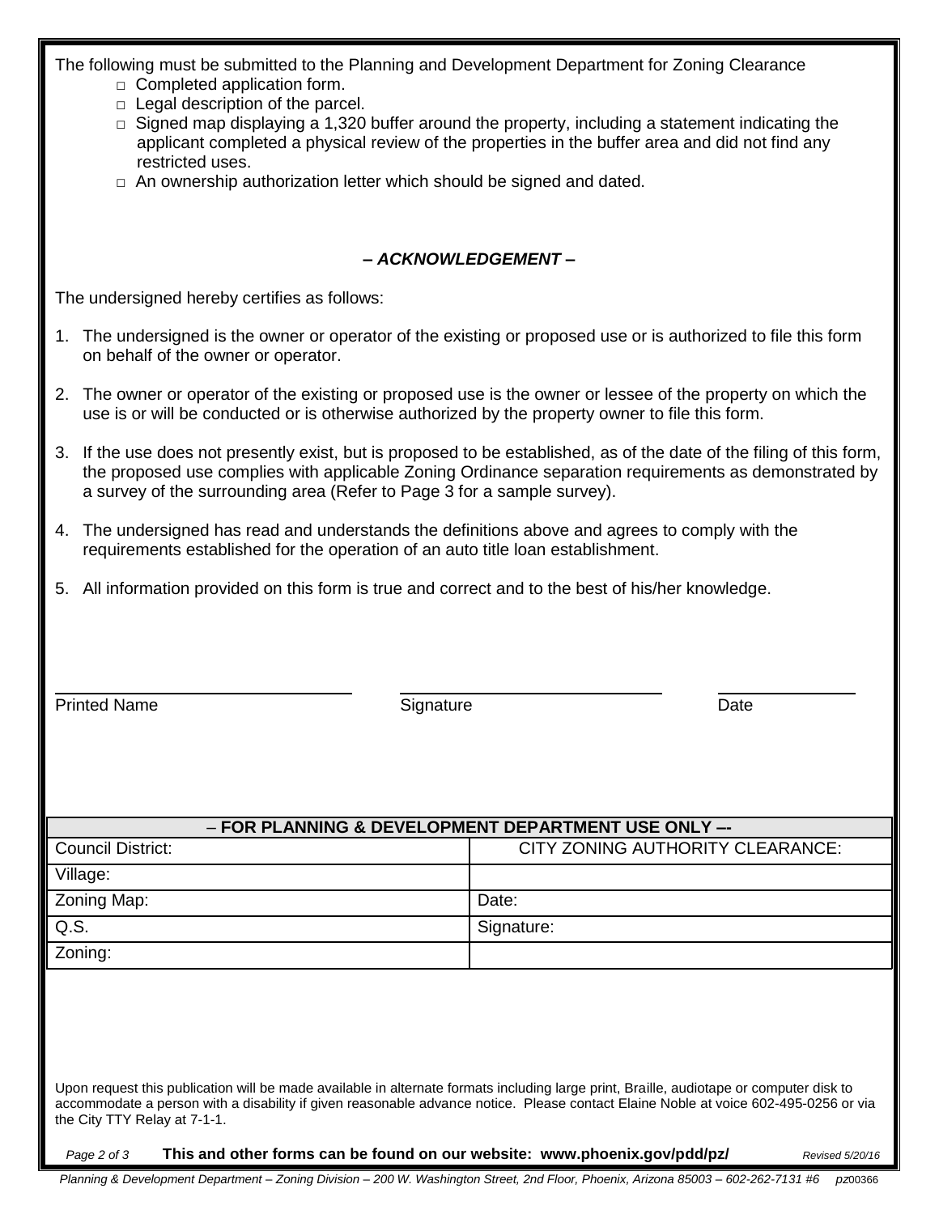The following must be submitted to the Planning and Development Department for Zoning Clearance

- □ Completed application form.
- □ Legal description of the parcel.
- □ Signed map displaying a 1,320 buffer around the property, including a statement indicating the applicant completed a physical review of the properties in the buffer area and did not find any restricted uses.
- □ An ownership authorization letter which should be signed and dated.

### *– ACKNOWLEDGEMENT –*

The undersigned hereby certifies as follows:

1. The undersigned is the owner or operator of the existing or proposed use or is authorized to file this form on behalf of the owner or operator.

2. The owner or operator of the existing or proposed use is the owner or lessee of the property on which the use is or will be conducted or is otherwise authorized by the property owner to file this form.

3. If the use does not presently exist, but is proposed to be established, as of the date of the filing of this form, the proposed use complies with applicable Zoning Ordinance separation requirements as demonstrated by a survey of the surrounding area (Refer to Page 3 for a sample survey).

4. The undersigned has read and understands the definitions above and agrees to comply with the requirements established for the operation of an auto title loan establishment.

5. All information provided on this form is true and correct and to the best of his/her knowledge.

| Printed Name | Signature | Date |
|---|---|---|
| | | |

| – **FOR PLANNING & DEVELOPMENT DEPARTMENT USE ONLY –-** | |
|---|---|
| Council District: | CITY ZONING AUTHORITY CLEARANCE: |
| Village: | |
| Zoning Map: | Date: |
| Q.S. | Signature: |
| Zoning: | |

Upon request this publication will be made available in alternate formats including large print, Braille, audiotape or computer disk to accommodate a person with a disability if given reasonable advance notice. Please contact Elaine Noble at voice 602-495-0256 or via the City TTY Relay at 7-1-1.

**This and other forms can be found on our website: www.phoenix.gov/pdd/pz/**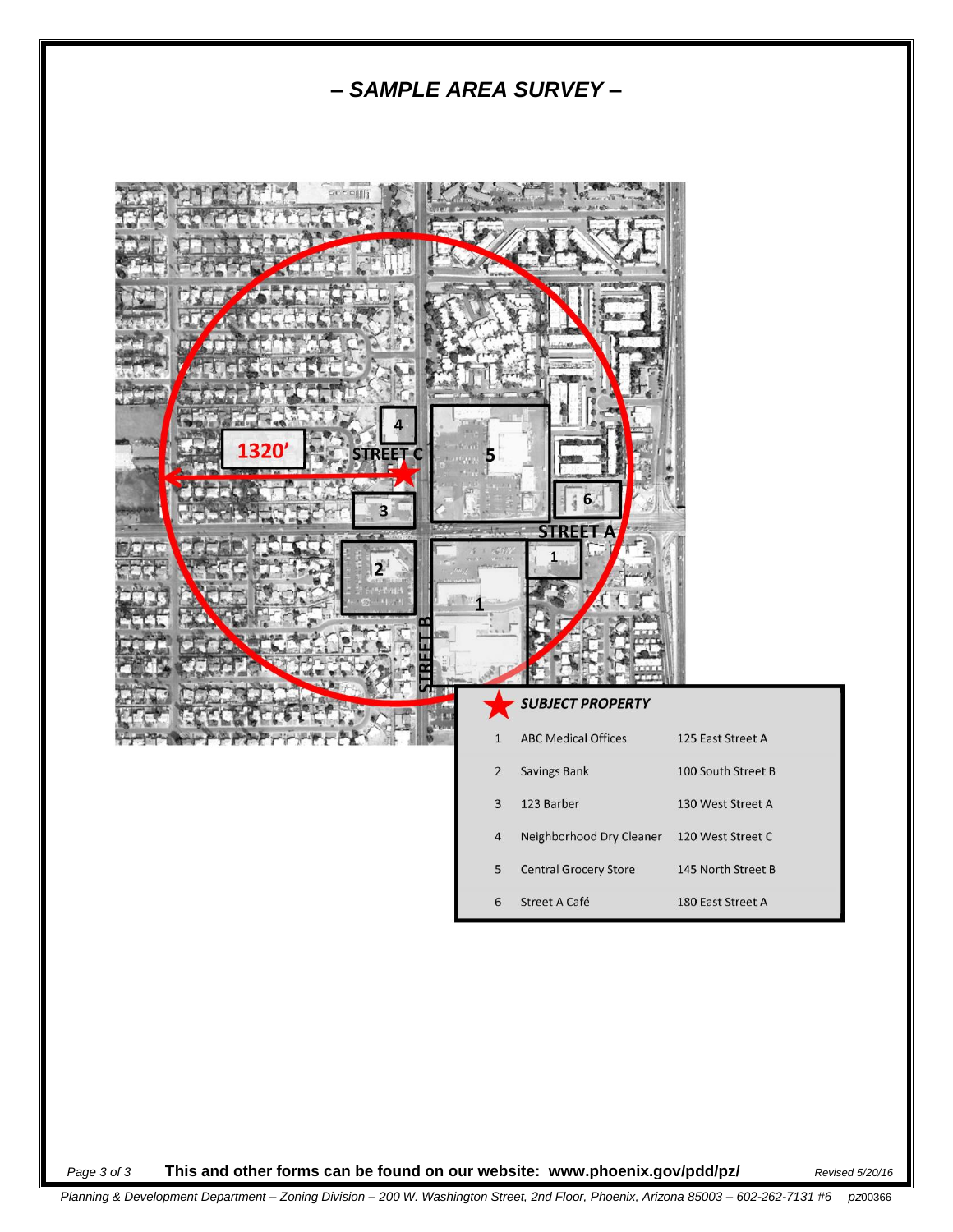# – SAMPLE AREA SURVEY –

1320'

STREET C

STREET A

STREET B

1
2
3
4
5
6

★ **SUBJECT PROPERTY**

| | | |
|---|---|---|
| 1 | ABC Medical Offices | 125 East Street A |
| 2 | Savings Bank | 100 South Street B |
| 3 | 123 Barber | 130 West Street A |
| 4 | Neighborhood Dry Cleaner | 120 West Street C |
| 5 | Central Grocery Store | 145 North Street B |
| 6 | Street A Café | 180 East Street A |

**This and other forms can be found on our website: www.phoenix.gov/pdd/pz/**

*Revised 5/20/16*

*Planning & Development Department – Zoning Division – 200 W. Washington Street, 2nd Floor, Phoenix, Arizona 85003 – 602-262-7131 #6 pz00366*